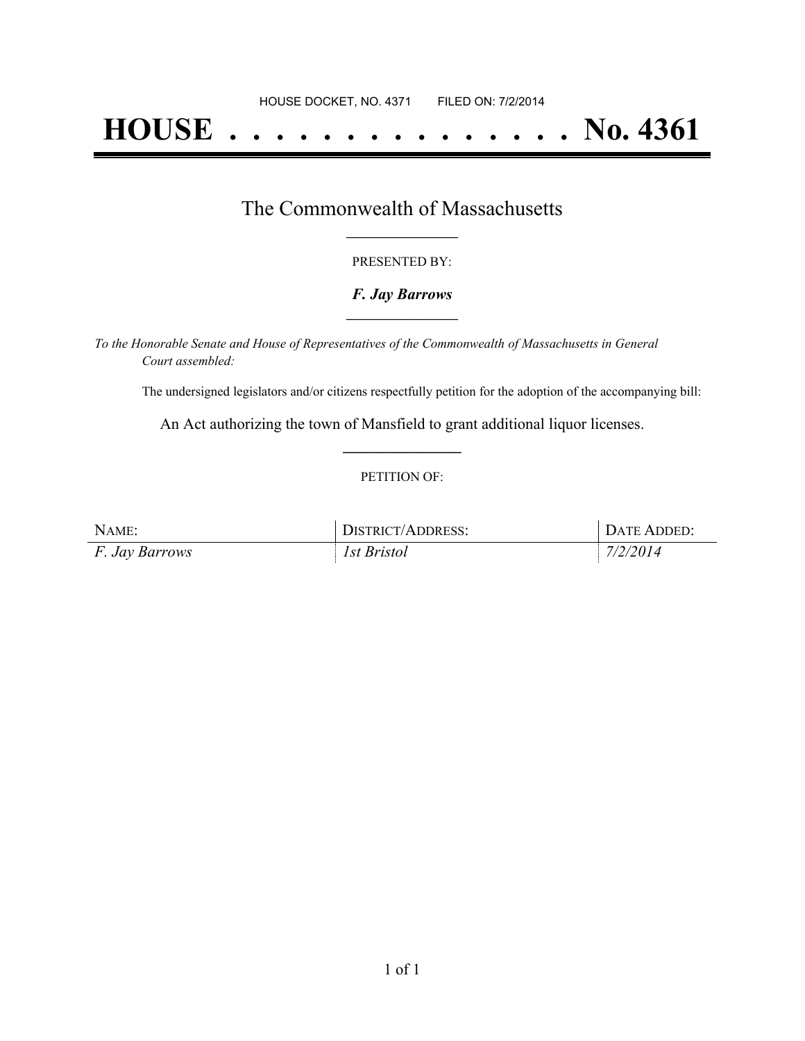HOUSE DOCKET, NO. 4371 FILED ON: 7/2/2014

# HOUSE . . . . . . . . . . . . . . . No. 4361

## The Commonwealth of Massachusetts

PRESENTED BY:

***F. Jay Barrows***

*To the Honorable Senate and House of Representatives of the Commonwealth of Massachusetts in General Court assembled:*

The undersigned legislators and/or citizens respectfully petition for the adoption of the accompanying bill:

An Act authorizing the town of Mansfield to grant additional liquor licenses.

PETITION OF:

| NAME: | DISTRICT/ADDRESS: | DATE ADDED: |
|---|---|---|
| *F. Jay Barrows* | *1st Bristol* | *7/2/2014* |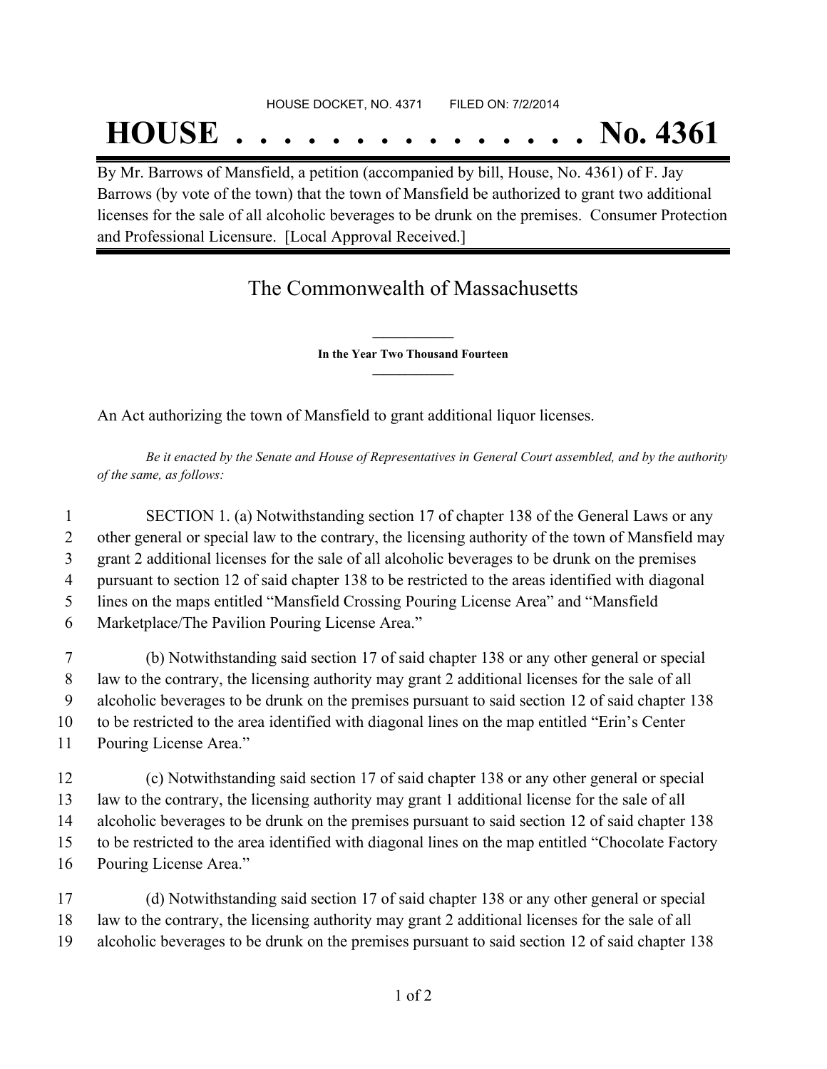HOUSE DOCKET, NO. 4371 FILED ON: 7/2/2014

# HOUSE . . . . . . . . . . . . . . . No. 4361

By Mr. Barrows of Mansfield, a petition (accompanied by bill, House, No. 4361) of F. Jay Barrows (by vote of the town) that the town of Mansfield be authorized to grant two additional licenses for the sale of all alcoholic beverages to be drunk on the premises. Consumer Protection and Professional Licensure. [Local Approval Received.]

## The Commonwealth of Massachusetts

**In the Year Two Thousand Fourteen**

An Act authorizing the town of Mansfield to grant additional liquor licenses.

*Be it enacted by the Senate and House of Representatives in General Court assembled, and by the authority of the same, as follows:*

1 SECTION 1. (a) Notwithstanding section 17 of chapter 138 of the General Laws or any
2 other general or special law to the contrary, the licensing authority of the town of Mansfield may
3 grant 2 additional licenses for the sale of all alcoholic beverages to be drunk on the premises
4 pursuant to section 12 of said chapter 138 to be restricted to the areas identified with diagonal
5 lines on the maps entitled "Mansfield Crossing Pouring License Area" and "Mansfield
6 Marketplace/The Pavilion Pouring License Area."

7 (b) Notwithstanding said section 17 of said chapter 138 or any other general or special
8 law to the contrary, the licensing authority may grant 2 additional licenses for the sale of all
9 alcoholic beverages to be drunk on the premises pursuant to said section 12 of said chapter 138
10 to be restricted to the area identified with diagonal lines on the map entitled "Erin's Center
11 Pouring License Area."

12 (c) Notwithstanding said section 17 of said chapter 138 or any other general or special
13 law to the contrary, the licensing authority may grant 1 additional license for the sale of all
14 alcoholic beverages to be drunk on the premises pursuant to said section 12 of said chapter 138
15 to be restricted to the area identified with diagonal lines on the map entitled "Chocolate Factory
16 Pouring License Area."

17 (d) Notwithstanding said section 17 of said chapter 138 or any other general or special
18 law to the contrary, the licensing authority may grant 2 additional licenses for the sale of all
19 alcoholic beverages to be drunk on the premises pursuant to said section 12 of said chapter 138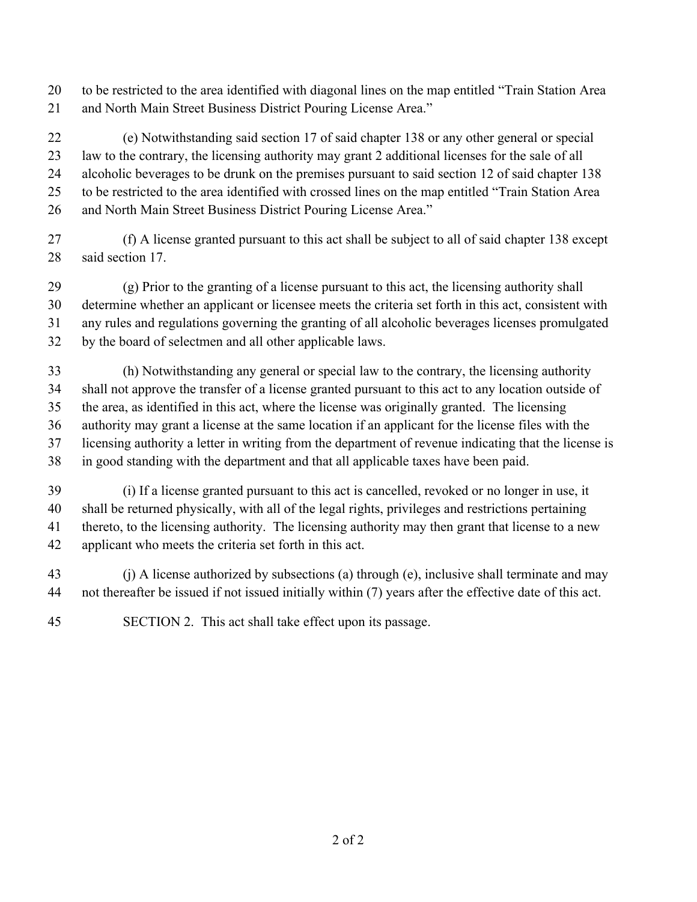to be restricted to the area identified with diagonal lines on the map entitled "Train Station Area and North Main Street Business District Pouring License Area."

(e) Notwithstanding said section 17 of said chapter 138 or any other general or special law to the contrary, the licensing authority may grant 2 additional licenses for the sale of all alcoholic beverages to be drunk on the premises pursuant to said section 12 of said chapter 138 to be restricted to the area identified with crossed lines on the map entitled "Train Station Area and North Main Street Business District Pouring License Area."

(f) A license granted pursuant to this act shall be subject to all of said chapter 138 except said section 17.

(g) Prior to the granting of a license pursuant to this act, the licensing authority shall determine whether an applicant or licensee meets the criteria set forth in this act, consistent with any rules and regulations governing the granting of all alcoholic beverages licenses promulgated by the board of selectmen and all other applicable laws.

(h) Notwithstanding any general or special law to the contrary, the licensing authority shall not approve the transfer of a license granted pursuant to this act to any location outside of the area, as identified in this act, where the license was originally granted. The licensing authority may grant a license at the same location if an applicant for the license files with the licensing authority a letter in writing from the department of revenue indicating that the license is in good standing with the department and that all applicable taxes have been paid.

(i) If a license granted pursuant to this act is cancelled, revoked or no longer in use, it shall be returned physically, with all of the legal rights, privileges and restrictions pertaining thereto, to the licensing authority. The licensing authority may then grant that license to a new applicant who meets the criteria set forth in this act.

(j) A license authorized by subsections (a) through (e), inclusive shall terminate and may not thereafter be issued if not issued initially within (7) years after the effective date of this act.

SECTION 2. This act shall take effect upon its passage.